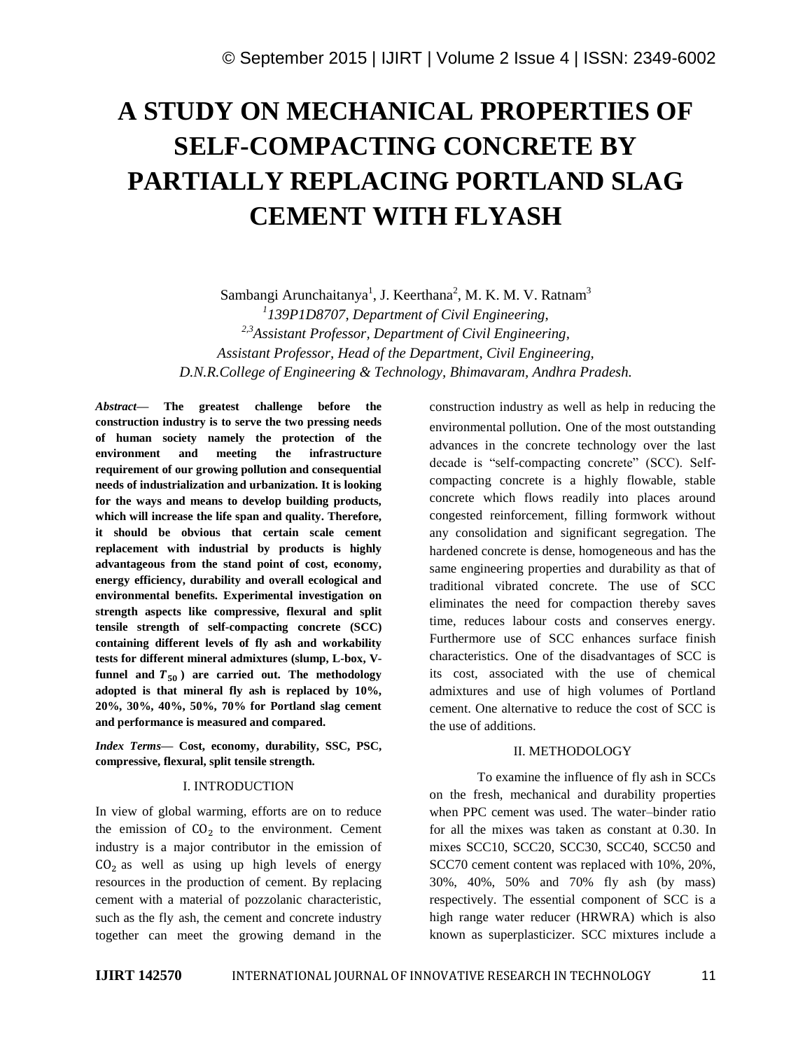# A STUDY ON MECHANICAL PROPERTIES OF SELF-COMPACTING CONCRETE BY PARTIALLY REPLACING PORTLAND SLAG CEMENT WITH FLYASH

Sambangi Arunchaitanya[1], J. Keerthana[2], M. K. M. V. Ratnam[3]

*[1]139P1D8707, Department of Civil Engineering,*
*[2,3]Assistant Professor, Department of Civil Engineering,*
*Assistant Professor, Head of the Department, Civil Engineering,*
*D.N.R.College of Engineering & Technology, Bhimavaram, Andhra Pradesh.*

***Abstract*— The greatest challenge before the construction industry is to serve the two pressing needs of human society namely the protection of the environment and meeting the infrastructure requirement of our growing pollution and consequential needs of industrialization and urbanization. It is looking for the ways and means to develop building products, which will increase the life span and quality. Therefore, it should be obvious that certain scale cement replacement with industrial by products is highly advantageous from the stand point of cost, economy, energy efficiency, durability and overall ecological and environmental benefits. Experimental investigation on strength aspects like compressive, flexural and split tensile strength of self-compacting concrete (SCC) containing different levels of fly ash and workability tests for different mineral admixtures (slump, L-box, V-funnel and $T_{50}$) are carried out. The methodology adopted is that mineral fly ash is replaced by 10%, 20%, 30%, 40%, 50%, 70% for Portland slag cement and performance is measured and compared.**

***Index Terms*— Cost, economy, durability, SSC, PSC, compressive, flexural, split tensile strength.**

## I. INTRODUCTION

In view of global warming, efforts are on to reduce the emission of $CO_2$ to the environment. Cement industry is a major contributor in the emission of $CO_2$ as well as using up high levels of energy resources in the production of cement. By replacing cement with a material of pozzolanic characteristic, such as the fly ash, the cement and concrete industry together can meet the growing demand in the construction industry as well as help in reducing the environmental pollution. One of the most outstanding advances in the concrete technology over the last decade is "self-compacting concrete" (SCC). Self-compacting concrete is a highly flowable, stable concrete which flows readily into places around congested reinforcement, filling formwork without any consolidation and significant segregation. The hardened concrete is dense, homogeneous and has the same engineering properties and durability as that of traditional vibrated concrete. The use of SCC eliminates the need for compaction thereby saves time, reduces labour costs and conserves energy. Furthermore use of SCC enhances surface finish characteristics. One of the disadvantages of SCC is its cost, associated with the use of chemical admixtures and use of high volumes of Portland cement. One alternative to reduce the cost of SCC is the use of additions.

## II. METHODOLOGY

To examine the influence of fly ash in SCCs on the fresh, mechanical and durability properties when PPC cement was used. The water–binder ratio for all the mixes was taken as constant at 0.30. In mixes SCC10, SCC20, SCC30, SCC40, SCC50 and SCC70 cement content was replaced with 10%, 20%, 30%, 40%, 50% and 70% fly ash (by mass) respectively. The essential component of SCC is a high range water reducer (HRWRA) which is also known as superplasticizer. SCC mixtures include a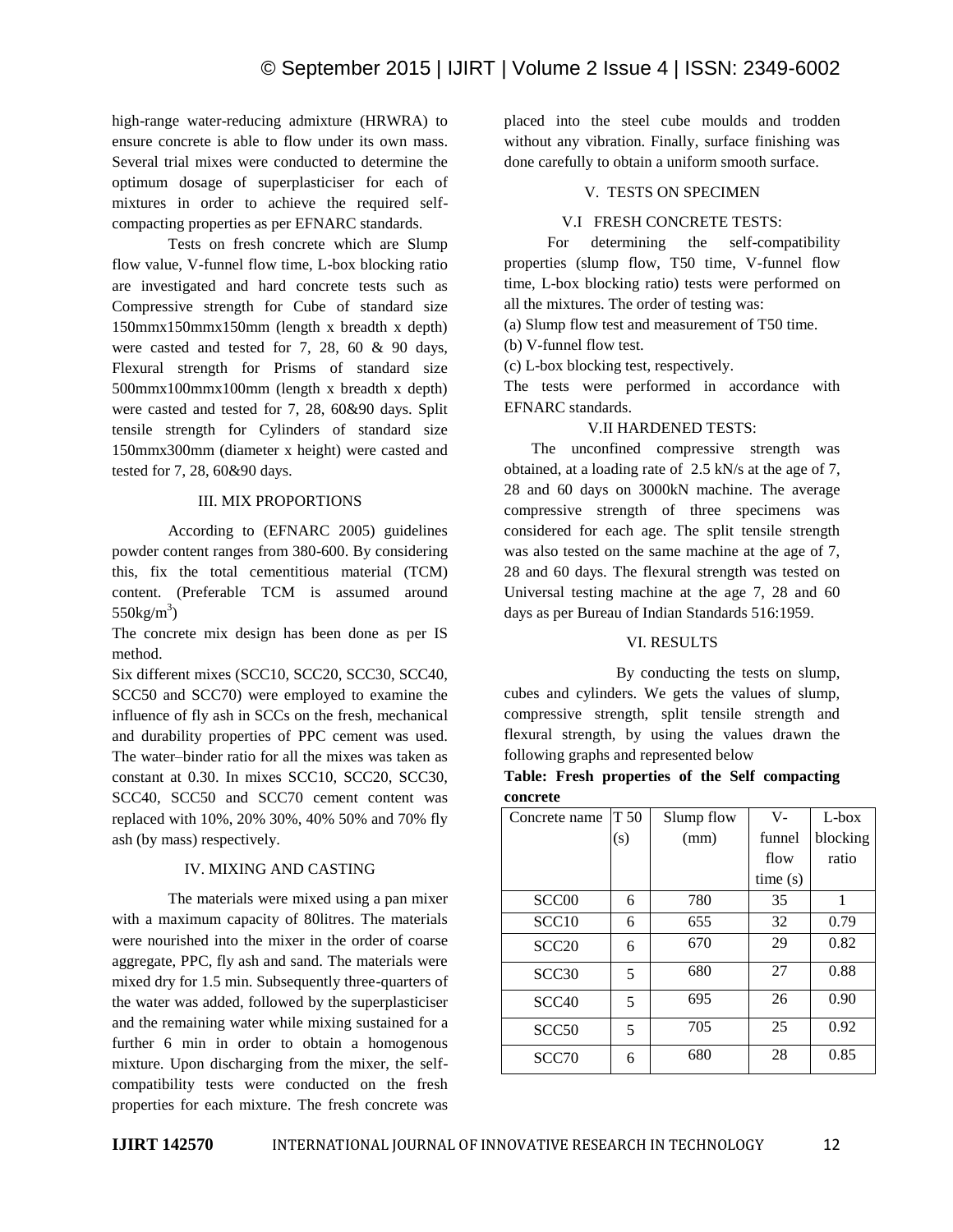high-range water-reducing admixture (HRWRA) to ensure concrete is able to flow under its own mass. Several trial mixes were conducted to determine the optimum dosage of superplasticiser for each of mixtures in order to achieve the required self-compacting properties as per EFNARC standards.

Tests on fresh concrete which are Slump flow value, V-funnel flow time, L-box blocking ratio are investigated and hard concrete tests such as Compressive strength for Cube of standard size 150mmx150mmx150mm (length x breadth x depth) were casted and tested for 7, 28, 60 & 90 days, Flexural strength for Prisms of standard size 500mmx100mmx100mm (length x breadth x depth) were casted and tested for 7, 28, 60&90 days. Split tensile strength for Cylinders of standard size 150mmx300mm (diameter x height) were casted and tested for 7, 28, 60&90 days.

## III. MIX PROPORTIONS

According to (EFNARC 2005) guidelines powder content ranges from 380-600. By considering this, fix the total cementitious material (TCM) content. (Preferable TCM is assumed around $550kg/m^3$)

The concrete mix design has been done as per IS method.

Six different mixes (SCC10, SCC20, SCC30, SCC40, SCC50 and SCC70) were employed to examine the influence of fly ash in SCCs on the fresh, mechanical and durability properties of PPC cement was used. The water–binder ratio for all the mixes was taken as constant at 0.30. In mixes SCC10, SCC20, SCC30, SCC40, SCC50 and SCC70 cement content was replaced with 10%, 20% 30%, 40% 50% and 70% fly ash (by mass) respectively.

## IV. MIXING AND CASTING

The materials were mixed using a pan mixer with a maximum capacity of 80litres. The materials were nourished into the mixer in the order of coarse aggregate, PPC, fly ash and sand. The materials were mixed dry for 1.5 min. Subsequently three-quarters of the water was added, followed by the superplasticiser and the remaining water while mixing sustained for a further 6 min in order to obtain a homogenous mixture. Upon discharging from the mixer, the self-compatibility tests were conducted on the fresh properties for each mixture. The fresh concrete was placed into the steel cube moulds and trodden without any vibration. Finally, surface finishing was done carefully to obtain a uniform smooth surface.

## V. TESTS ON SPECIMEN

### V.I FRESH CONCRETE TESTS:

For determining the self-compatibility properties (slump flow, T50 time, V-funnel flow time, L-box blocking ratio) tests were performed on all the mixtures. The order of testing was:

(a) Slump flow test and measurement of T50 time.

(b) V-funnel flow test.

(c) L-box blocking test, respectively.

The tests were performed in accordance with EFNARC standards.

### V.II HARDENED TESTS:

The unconfined compressive strength was obtained, at a loading rate of 2.5 kN/s at the age of 7, 28 and 60 days on 3000kN machine. The average compressive strength of three specimens was considered for each age. The split tensile strength was also tested on the same machine at the age of 7, 28 and 60 days. The flexural strength was tested on Universal testing machine at the age 7, 28 and 60 days as per Bureau of Indian Standards 516:1959.

## VI. RESULTS

By conducting the tests on slump, cubes and cylinders. We gets the values of slump, compressive strength, split tensile strength and flexural strength, by using the values drawn the following graphs and represented below

**Table: Fresh properties of the Self compacting concrete**

| Concrete name | T 50 (s) | Slump flow (mm) | V-funnel flow time (s) | L-box blocking ratio |
|---|---|---|---|---|
| SCC00 | 6 | 780 | 35 | 1 |
| SCC10 | 6 | 655 | 32 | 0.79 |
| SCC20 | 6 | 670 | 29 | 0.82 |
| SCC30 | 5 | 680 | 27 | 0.88 |
| SCC40 | 5 | 695 | 26 | 0.90 |
| SCC50 | 5 | 705 | 25 | 0.92 |
| SCC70 | 6 | 680 | 28 | 0.85 |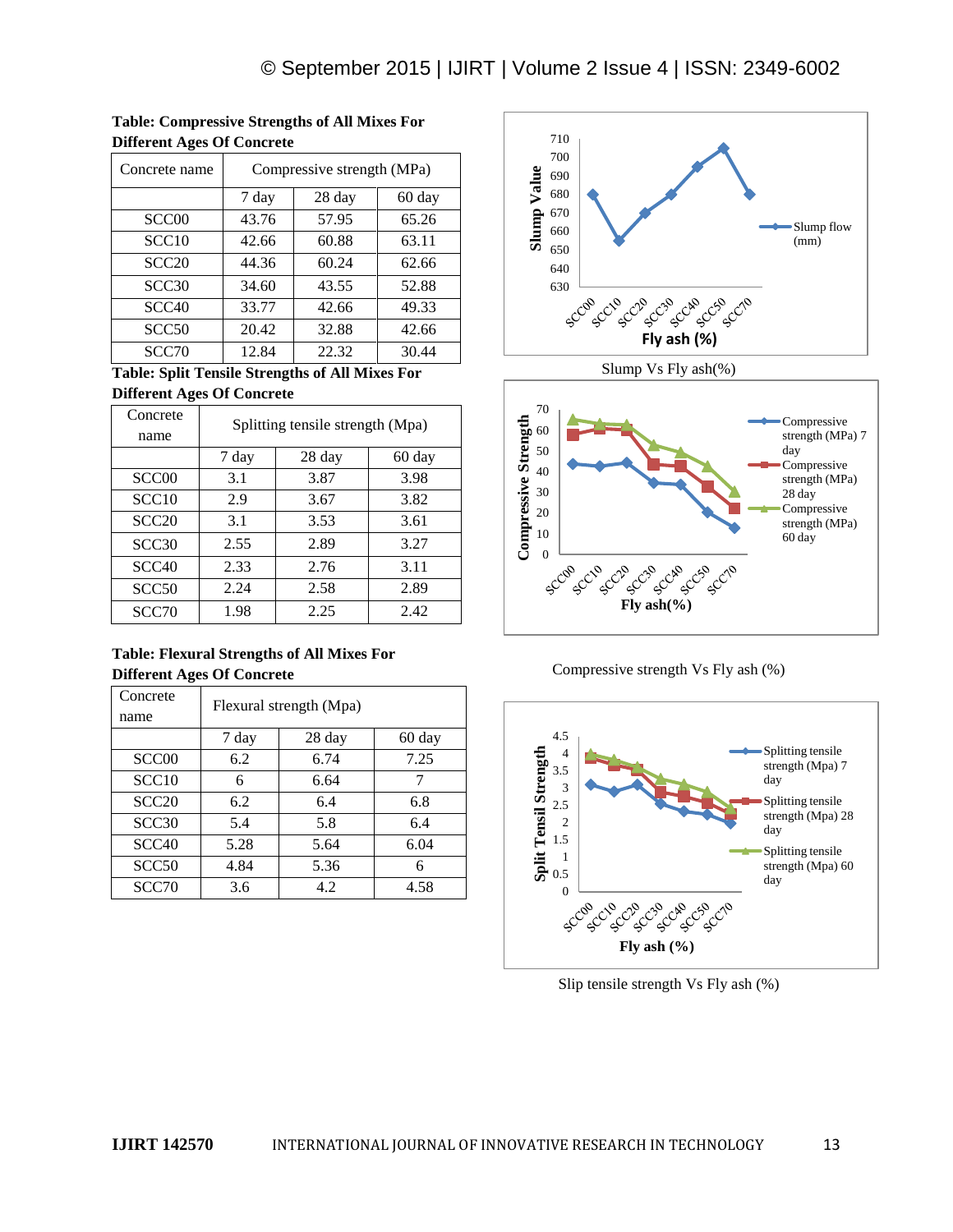**Table: Compressive Strengths of All Mixes For Different Ages Of Concrete**

| Concrete name | Compressive strength (MPa) | | |
|---|---|---|---|
| | 7 day | 28 day | 60 day |
| SCC00 | 43.76 | 57.95 | 65.26 |
| SCC10 | 42.66 | 60.88 | 63.11 |
| SCC20 | 44.36 | 60.24 | 62.66 |
| SCC30 | 34.60 | 43.55 | 52.88 |
| SCC40 | 33.77 | 42.66 | 49.33 |
| SCC50 | 20.42 | 32.88 | 42.66 |
| SCC70 | 12.84 | 22.32 | 30.44 |

**Table: Split Tensile Strengths of All Mixes For Different Ages Of Concrete**

| Concrete name | Splitting tensile strength (Mpa) | | |
|---|---|---|---|
| | 7 day | 28 day | 60 day |
| SCC00 | 3.1 | 3.87 | 3.98 |
| SCC10 | 2.9 | 3.67 | 3.82 |
| SCC20 | 3.1 | 3.53 | 3.61 |
| SCC30 | 2.55 | 2.89 | 3.27 |
| SCC40 | 2.33 | 2.76 | 3.11 |
| SCC50 | 2.24 | 2.58 | 2.89 |
| SCC70 | 1.98 | 2.25 | 2.42 |

**Table: Flexural Strengths of All Mixes For Different Ages Of Concrete**

| Concrete name | Flexural strength (Mpa) | | |
|---|---|---|---|
| | 7 day | 28 day | 60 day |
| SCC00 | 6.2 | 6.74 | 7.25 |
| SCC10 | 6 | 6.64 | 7 |
| SCC20 | 6.2 | 6.4 | 6.8 |
| SCC30 | 5.4 | 5.8 | 6.4 |
| SCC40 | 5.28 | 5.64 | 6.04 |
| SCC50 | 4.84 | 5.36 | 6 |
| SCC70 | 3.6 | 4.2 | 4.58 |

Slump Vs Fly ash(%)

Compressive strength Vs Fly ash (%)

Slip tensile strength Vs Fly ash (%)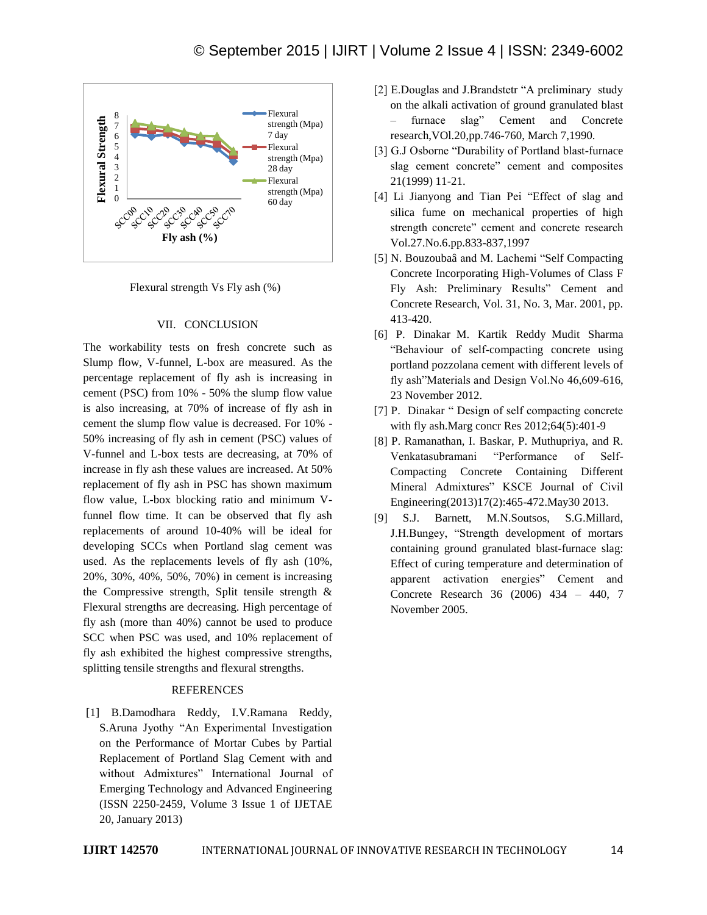Flexural Strength

8
7
6
5
4
3
2
1
0

SCC00 SCC10 SCC20 SCC30 SCC40 SCC50 SCC70

Fly ash (%)

Flexural strength (Mpa) 7 day

Flexural strength (Mpa) 28 day

Flexural strength (Mpa) 60 day

Flexural strength Vs Fly ash (%)

## VII. CONCLUSION

The workability tests on fresh concrete such as Slump flow, V-funnel, L-box are measured. As the percentage replacement of fly ash is increasing in cement (PSC) from 10% - 50% the slump flow value is also increasing, at 70% of increase of fly ash in cement the slump flow value is decreased. For 10% - 50% increasing of fly ash in cement (PSC) values of V-funnel and L-box tests are decreasing, at 70% of increase in fly ash these values are increased. At 50% replacement of fly ash in PSC has shown maximum flow value, L-box blocking ratio and minimum V-funnel flow time. It can be observed that fly ash replacements of around 10-40% will be ideal for developing SCCs when Portland slag cement was used. As the replacements levels of fly ash (10%, 20%, 30%, 40%, 50%, 70%) in cement is increasing the Compressive strength, Split tensile strength & Flexural strengths are decreasing. High percentage of fly ash (more than 40%) cannot be used to produce SCC when PSC was used, and 10% replacement of fly ash exhibited the highest compressive strengths, splitting tensile strengths and flexural strengths.

## REFERENCES

[1] B.Damodhara Reddy, I.V.Ramana Reddy, S.Aruna Jyothy "An Experimental Investigation on the Performance of Mortar Cubes by Partial Replacement of Portland Slag Cement with and without Admixtures" International Journal of Emerging Technology and Advanced Engineering (ISSN 2250-2459, Volume 3 Issue 1 of IJETAE 20, January 2013)

[2] E.Douglas and J.Brandstetr "A preliminary study on the alkali activation of ground granulated blast – furnace slag" Cement and Concrete research,VOl.20,pp.746-760, March 7,1990.

[3] G.J Osborne "Durability of Portland blast-furnace slag cement concrete" cement and composites 21(1999) 11-21.

[4] Li Jianyong and Tian Pei "Effect of slag and silica fume on mechanical properties of high strength concrete" cement and concrete research Vol.27.No.6.pp.833-837,1997

[5] N. Bouzoubaâ and M. Lachemi "Self Compacting Concrete Incorporating High-Volumes of Class F Fly Ash: Preliminary Results" Cement and Concrete Research, Vol. 31, No. 3, Mar. 2001, pp. 413-420.

[6] P. Dinakar M. Kartik Reddy Mudit Sharma "Behaviour of self-compacting concrete using portland pozzolana cement with different levels of fly ash"Materials and Design Vol.No 46,609-616, 23 November 2012.

[7] P. Dinakar " Design of self compacting concrete with fly ash.Marg concr Res 2012;64(5):401-9

[8] P. Ramanathan, I. Baskar, P. Muthupriya, and R. Venkatasubramani "Performance of Self-Compacting Concrete Containing Different Mineral Admixtures" KSCE Journal of Civil Engineering(2013)17(2):465-472.May30 2013.

[9] S.J. Barnett, M.N.Soutsos, S.G.Millard, J.H.Bungey, "Strength development of mortars containing ground granulated blast-furnace slag: Effect of curing temperature and determination of apparent activation energies" Cement and Concrete Research 36 (2006) 434 – 440, 7 November 2005.